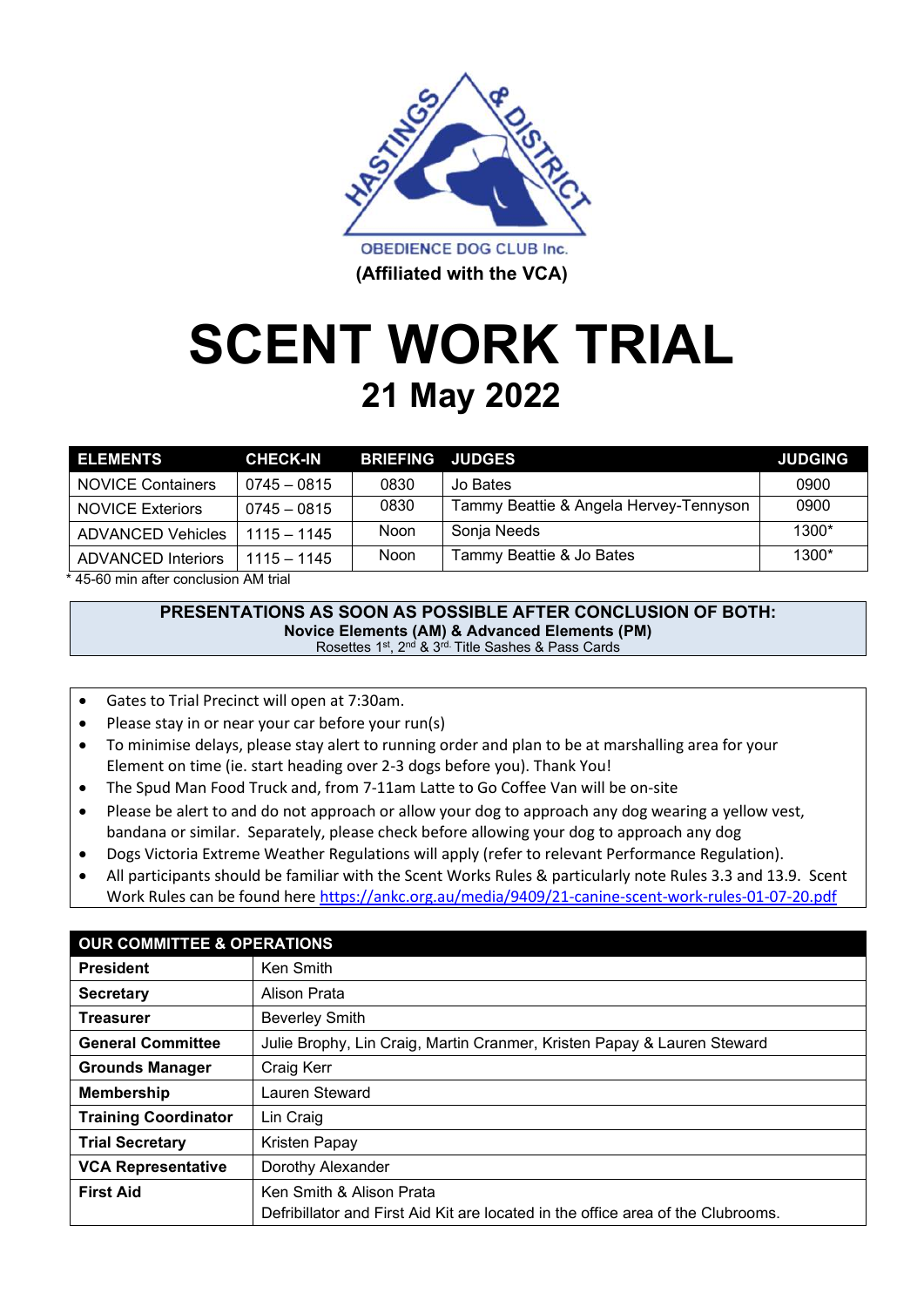HASTINGS & DISTRICT OBEDIENCE DOG CLUB Inc.

**(Affiliated with the VCA)**

# SCENT WORK TRIAL

## 21 May 2022

| ELEMENTS | CHECK-IN | BRIEFING | JUDGES | JUDGING |
|---|---|---|---|---|
| NOVICE Containers | 0745 – 0815 | 0830 | Jo Bates | 0900 |
| NOVICE Exteriors | 0745 – 0815 | 0830 | Tammy Beattie & Angela Hervey-Tennyson | 0900 |
| ADVANCED Vehicles | 1115 – 1145 | Noon | Sonja Needs | 1300* |
| ADVANCED Interiors | 1115 – 1145 | Noon | Tammy Beattie & Jo Bates | 1300* |

\* 45-60 min after conclusion AM trial

**PRESENTATIONS AS SOON AS POSSIBLE AFTER CONCLUSION OF BOTH:**
**Novice Elements (AM) & Advanced Elements (PM)**
Rosettes 1st, 2nd & 3rd. Title Sashes & Pass Cards

- Gates to Trial Precinct will open at 7:30am.
- Please stay in or near your car before your run(s)
- To minimise delays, please stay alert to running order and plan to be at marshalling area for your Element on time (ie. start heading over 2-3 dogs before you). Thank You!
- The Spud Man Food Truck and, from 7-11am Latte to Go Coffee Van will be on-site
- Please be alert to and do not approach or allow your dog to approach any dog wearing a yellow vest, bandana or similar. Separately, please check before allowing your dog to approach any dog
- Dogs Victoria Extreme Weather Regulations will apply (refer to relevant Performance Regulation).
- All participants should be familiar with the Scent Works Rules & particularly note Rules 3.3 and 13.9. Scent Work Rules can be found here https://ankc.org.au/media/9409/21-canine-scent-work-rules-01-07-20.pdf

| OUR COMMITTEE & OPERATIONS | |
|---|---|
| **President** | Ken Smith |
| **Secretary** | Alison Prata |
| **Treasurer** | Beverley Smith |
| **General Committee** | Julie Brophy, Lin Craig, Martin Cranmer, Kristen Papay & Lauren Steward |
| **Grounds Manager** | Craig Kerr |
| **Membership** | Lauren Steward |
| **Training Coordinator** | Lin Craig |
| **Trial Secretary** | Kristen Papay |
| **VCA Representative** | Dorothy Alexander |
| **First Aid** | Ken Smith & Alison Prata<br>Defibrillator and First Aid Kit are located in the office area of the Clubrooms. |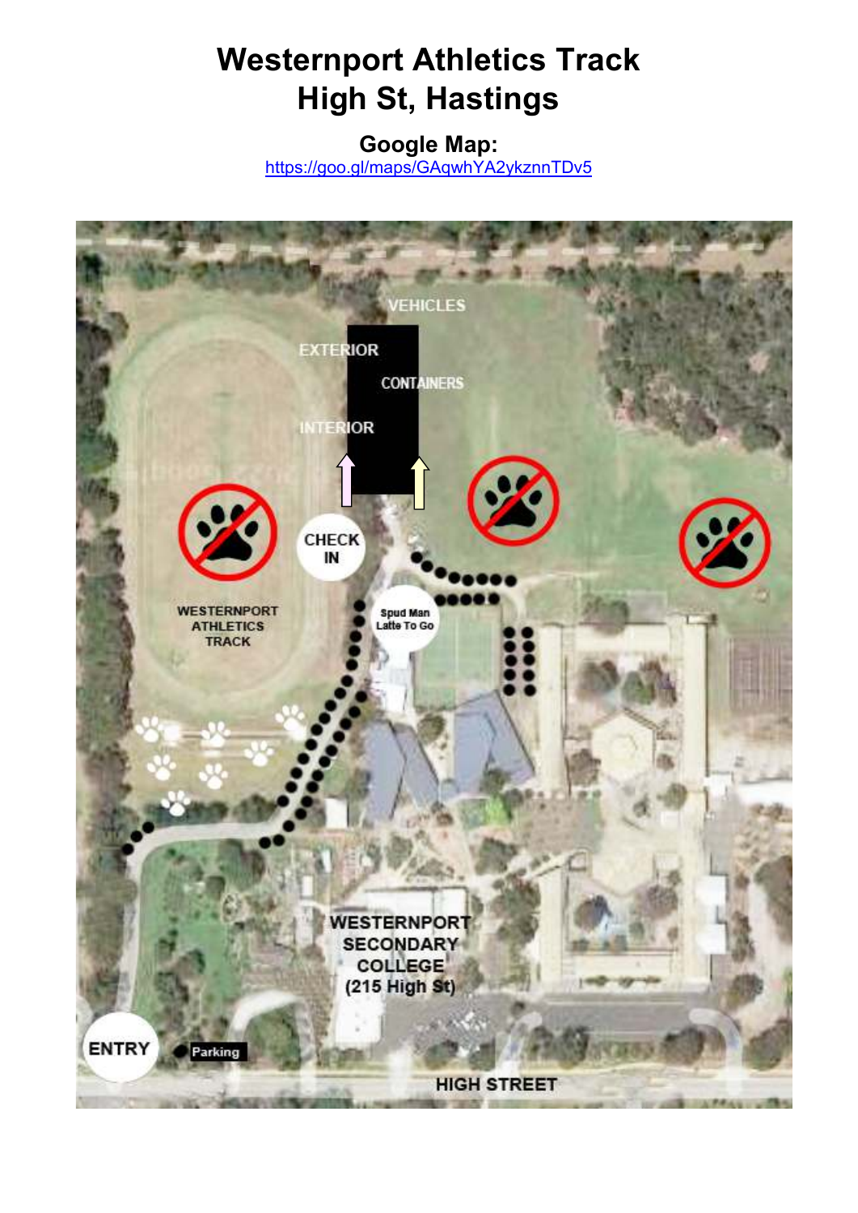# Westernport Athletics Track
# High St, Hastings

**Google Map:**
https://goo.gl/maps/GAqwhYA2ykznnTDv5

VEHICLES

EXTERIOR

CONTAINERS

INTERIOR

CHECK IN

Spud Man Latte To Go

WESTERNPORT ATHLETICS TRACK

WESTERNPORT SECONDARY COLLEGE (215 High St)

ENTRY

Parking

HIGH STREET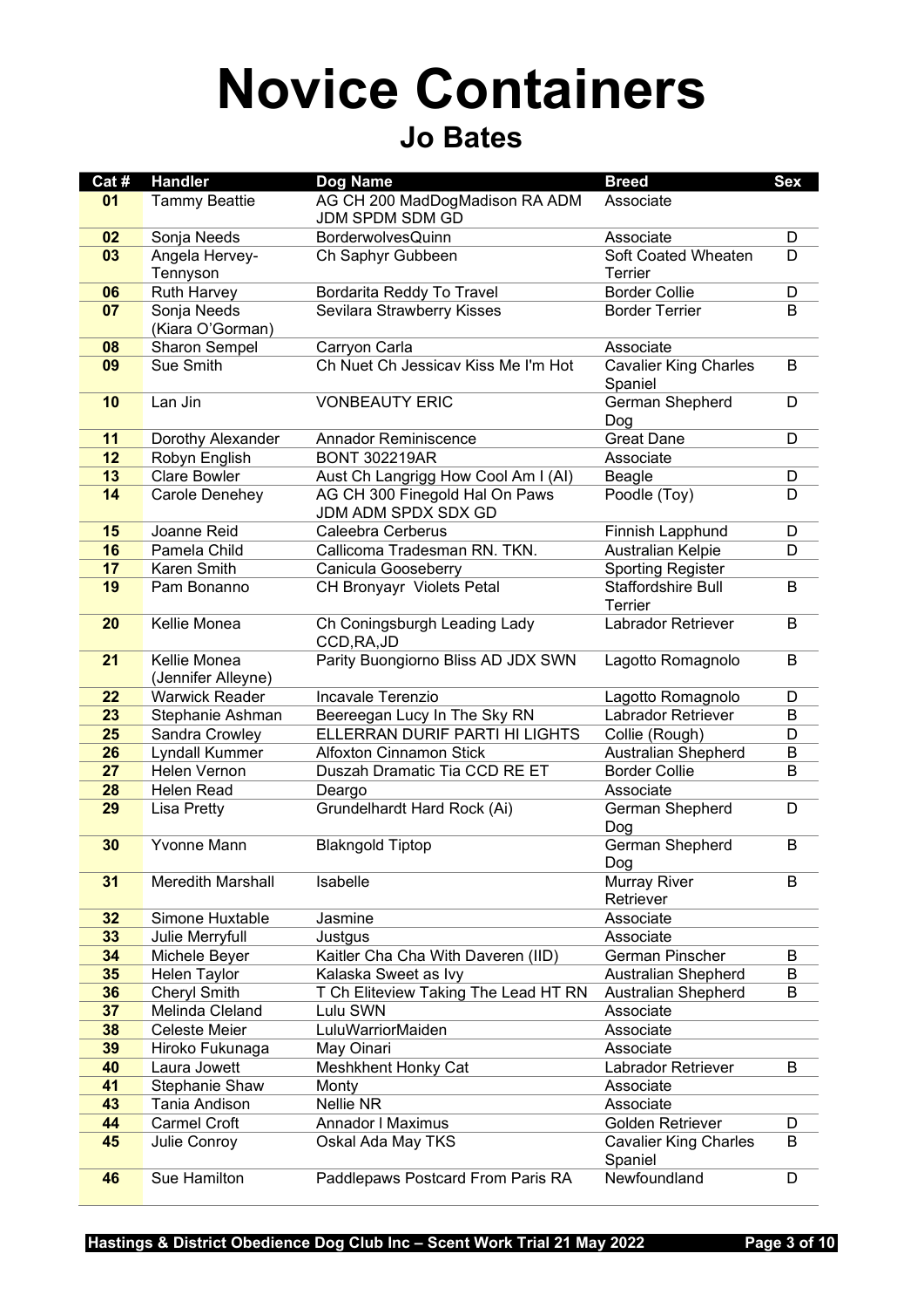# Novice Containers

## Jo Bates

| Cat # | Handler | Dog Name | Breed | Sex |
|---|---|---|---|---|
| 01 | Tammy Beattie | AG CH 200 MadDogMadison RA ADM JDM SPDM SDM GD | Associate | |
| 02 | Sonja Needs | BorderwolvesQuinn | Associate | D |
| 03 | Angela Hervey-Tennyson | Ch Saphyr Gubbeen | Soft Coated Wheaten Terrier | D |
| 06 | Ruth Harvey | Bordarita Reddy To Travel | Border Collie | D |
| 07 | Sonja Needs (Kiara O'Gorman) | Sevilara Strawberry Kisses | Border Terrier | B |
| 08 | Sharon Sempel | Carryon Carla | Associate | |
| 09 | Sue Smith | Ch Nuet Ch Jessicav Kiss Me I'm Hot | Cavalier King Charles Spaniel | B |
| 10 | Lan Jin | VONBEAUTY ERIC | German Shepherd Dog | D |
| 11 | Dorothy Alexander | Annador Reminiscence | Great Dane | D |
| 12 | Robyn English | BONT 302219AR | Associate | |
| 13 | Clare Bowler | Aust Ch Langrigg How Cool Am I (AI) | Beagle | D |
| 14 | Carole Denehey | AG CH 300 Finegold Hal On Paws JDM ADM SPDX SDX GD | Poodle (Toy) | D |
| 15 | Joanne Reid | Caleebra Cerberus | Finnish Lapphund | D |
| 16 | Pamela Child | Callicoma Tradesman RN. TKN. | Australian Kelpie | D |
| 17 | Karen Smith | Canicula Gooseberry | Sporting Register | |
| 19 | Pam Bonanno | CH Bronyayr Violets Petal | Staffordshire Bull Terrier | B |
| 20 | Kellie Monea | Ch Coningsburgh Leading Lady CCD,RA,JD | Labrador Retriever | B |
| 21 | Kellie Monea (Jennifer Alleyne) | Parity Buongiorno Bliss AD JDX SWN | Lagotto Romagnolo | B |
| 22 | Warwick Reader | Incavale Terenzio | Lagotto Romagnolo | D |
| 23 | Stephanie Ashman | Beereegan Lucy In The Sky RN | Labrador Retriever | B |
| 25 | Sandra Crowley | ELLERRAN DURIF PARTI HI LIGHTS | Collie (Rough) | D |
| 26 | Lyndall Kummer | Alfoxton Cinnamon Stick | Australian Shepherd | B |
| 27 | Helen Vernon | Duszah Dramatic Tia CCD RE ET | Border Collie | B |
| 28 | Helen Read | Deargo | Associate | |
| 29 | Lisa Pretty | Grundelhardt Hard Rock (Ai) | German Shepherd Dog | D |
| 30 | Yvonne Mann | Blakngold Tiptop | German Shepherd Dog | B |
| 31 | Meredith Marshall | Isabelle | Murray River Retriever | B |
| 32 | Simone Huxtable | Jasmine | Associate | |
| 33 | Julie Merryfull | Justgus | Associate | |
| 34 | Michele Beyer | Kaitler Cha Cha With Daveren (IID) | German Pinscher | B |
| 35 | Helen Taylor | Kalaska Sweet as Ivy | Australian Shepherd | B |
| 36 | Cheryl Smith | T Ch Eliteview Taking The Lead HT RN | Australian Shepherd | B |
| 37 | Melinda Cleland | Lulu SWN | Associate | |
| 38 | Celeste Meier | LuluWarriorMaiden | Associate | |
| 39 | Hiroko Fukunaga | May Oinari | Associate | |
| 40 | Laura Jowett | Meshkhent Honky Cat | Labrador Retriever | B |
| 41 | Stephanie Shaw | Monty | Associate | |
| 43 | Tania Andison | Nellie NR | Associate | |
| 44 | Carmel Croft | Annador I Maximus | Golden Retriever | D |
| 45 | Julie Conroy | Oskal Ada May TKS | Cavalier King Charles Spaniel | B |
| 46 | Sue Hamilton | Paddlepaws Postcard From Paris RA | Newfoundland | D |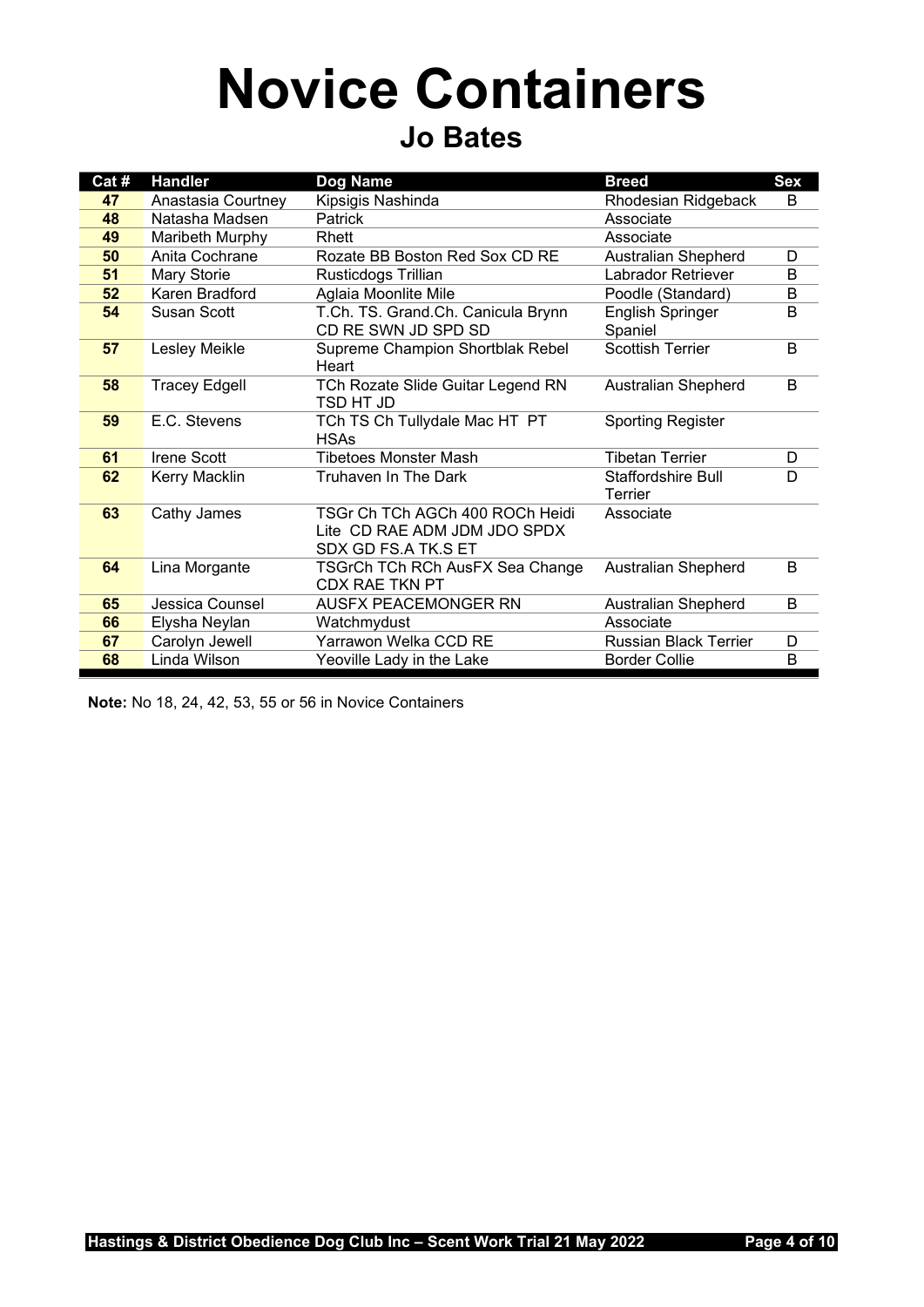# Novice Containers

## Jo Bates

| Cat # | Handler | Dog Name | Breed | Sex |
|---|---|---|---|---|
| 47 | Anastasia Courtney | Kipsigis Nashinda | Rhodesian Ridgeback | B |
| 48 | Natasha Madsen | Patrick | Associate | |
| 49 | Maribeth Murphy | Rhett | Associate | |
| 50 | Anita Cochrane | Rozate BB Boston Red Sox CD RE | Australian Shepherd | D |
| 51 | Mary Storie | Rusticdogs Trillian | Labrador Retriever | B |
| 52 | Karen Bradford | Aglaia Moonlite Mile | Poodle (Standard) | B |
| 54 | Susan Scott | T.Ch. TS. Grand.Ch. Canicula Brynn CD RE SWN JD SPD SD | English Springer Spaniel | B |
| 57 | Lesley Meikle | Supreme Champion Shortblak Rebel Heart | Scottish Terrier | B |
| 58 | Tracey Edgell | TCh Rozate Slide Guitar Legend RN TSD HT JD | Australian Shepherd | B |
| 59 | E.C. Stevens | TCh TS Ch Tullydale Mac HT PT HSAs | Sporting Register | |
| 61 | Irene Scott | Tibetoes Monster Mash | Tibetan Terrier | D |
| 62 | Kerry Macklin | Truhaven In The Dark | Staffordshire Bull Terrier | D |
| 63 | Cathy James | TSGr Ch TCh AGCh 400 ROCh Heidi Lite CD RAE ADM JDM JDO SPDX SDX GD FS.A TK.S ET | Associate | |
| 64 | Lina Morgante | TSGrCh TCh RCh AusFX Sea Change CDX RAE TKN PT | Australian Shepherd | B |
| 65 | Jessica Counsel | AUSFX PEACEMONGER RN | Australian Shepherd | B |
| 66 | Elysha Neylan | Watchmydust | Associate | |
| 67 | Carolyn Jewell | Yarrawon Welka CCD RE | Russian Black Terrier | D |
| 68 | Linda Wilson | Yeoville Lady in the Lake | Border Collie | B |

**Note:** No 18, 24, 42, 53, 55 or 56 in Novice Containers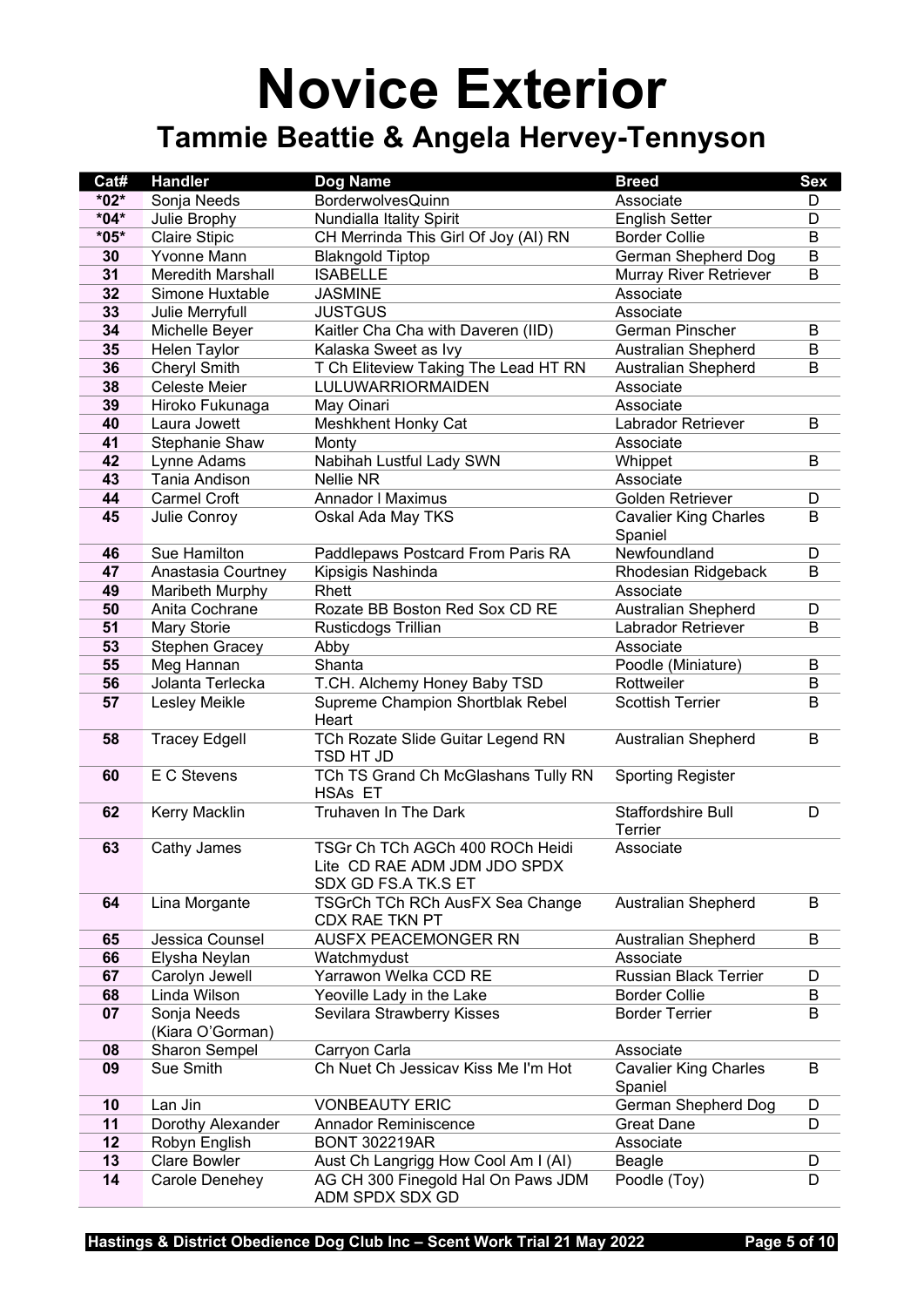# Novice Exterior

## Tammie Beattie & Angela Hervey-Tennyson

| Cat# | Handler | Dog Name | Breed | Sex |
|---|---|---|---|---|
| *02* | Sonja Needs | BorderwolvesQuinn | Associate | D |
| *04* | Julie Brophy | Nundialla Itality Spirit | English Setter | D |
| *05* | Claire Stipic | CH Merrinda This Girl Of Joy (AI) RN | Border Collie | B |
| 30 | Yvonne Mann | Blakngold Tiptop | German Shepherd Dog | B |
| 31 | Meredith Marshall | ISABELLE | Murray River Retriever | B |
| 32 | Simone Huxtable | JASMINE | Associate | |
| 33 | Julie Merryfull | JUSTGUS | Associate | |
| 34 | Michelle Beyer | Kaitler Cha Cha with Daveren (IID) | German Pinscher | B |
| 35 | Helen Taylor | Kalaska Sweet as Ivy | Australian Shepherd | B |
| 36 | Cheryl Smith | T Ch Eliteview Taking The Lead HT RN | Australian Shepherd | B |
| 38 | Celeste Meier | LULUWARRIORMAIDEN | Associate | |
| 39 | Hiroko Fukunaga | May Oinari | Associate | |
| 40 | Laura Jowett | Meshkhent Honky Cat | Labrador Retriever | B |
| 41 | Stephanie Shaw | Monty | Associate | |
| 42 | Lynne Adams | Nabihah Lustful Lady SWN | Whippet | B |
| 43 | Tania Andison | Nellie NR | Associate | |
| 44 | Carmel Croft | Annador I Maximus | Golden Retriever | D |
| 45 | Julie Conroy | Oskal Ada May TKS | Cavalier King Charles Spaniel | B |
| 46 | Sue Hamilton | Paddlepaws Postcard From Paris RA | Newfoundland | D |
| 47 | Anastasia Courtney | Kipsigis Nashinda | Rhodesian Ridgeback | B |
| 49 | Maribeth Murphy | Rhett | Associate | |
| 50 | Anita Cochrane | Rozate BB Boston Red Sox CD RE | Australian Shepherd | D |
| 51 | Mary Storie | Rusticdogs Trillian | Labrador Retriever | B |
| 53 | Stephen Gracey | Abby | Associate | |
| 55 | Meg Hannan | Shanta | Poodle (Miniature) | B |
| 56 | Jolanta Terlecka | T.CH. Alchemy Honey Baby TSD | Rottweiler | B |
| 57 | Lesley Meikle | Supreme Champion Shortblak Rebel Heart | Scottish Terrier | B |
| 58 | Tracey Edgell | TCh Rozate Slide Guitar Legend RN TSD HT JD | Australian Shepherd | B |
| 60 | E C Stevens | TCh TS Grand Ch McGlashans Tully RN HSAs ET | Sporting Register | |
| 62 | Kerry Macklin | Truhaven In The Dark | Staffordshire Bull Terrier | D |
| 63 | Cathy James | TSGr Ch TCh AGCh 400 ROCh Heidi Lite CD RAE ADM JDM JDO SPDX SDX GD FS.A TK.S ET | Associate | |
| 64 | Lina Morgante | TSGrCh TCh RCh AusFX Sea Change CDX RAE TKN PT | Australian Shepherd | B |
| 65 | Jessica Counsel | AUSFX PEACEMONGER RN | Australian Shepherd | B |
| 66 | Elysha Neylan | Watchmydust | Associate | |
| 67 | Carolyn Jewell | Yarrawon Welka CCD RE | Russian Black Terrier | D |
| 68 | Linda Wilson | Yeoville Lady in the Lake | Border Collie | B |
| 07 | Sonja Needs (Kiara O'Gorman) | Sevilara Strawberry Kisses | Border Terrier | B |
| 08 | Sharon Sempel | Carryon Carla | Associate | |
| 09 | Sue Smith | Ch Nuet Ch Jessicav Kiss Me I'm Hot | Cavalier King Charles Spaniel | B |
| 10 | Lan Jin | VONBEAUTY ERIC | German Shepherd Dog | D |
| 11 | Dorothy Alexander | Annador Reminiscence | Great Dane | D |
| 12 | Robyn English | BONT 302219AR | Associate | |
| 13 | Clare Bowler | Aust Ch Langrigg How Cool Am I (AI) | Beagle | D |
| 14 | Carole Denehey | AG CH 300 Finegold Hal On Paws JDM ADM SPDX SDX GD | Poodle (Toy) | D |

**Hastings & District Obedience Dog Club Inc – Scent Work Trial 21 May 2022**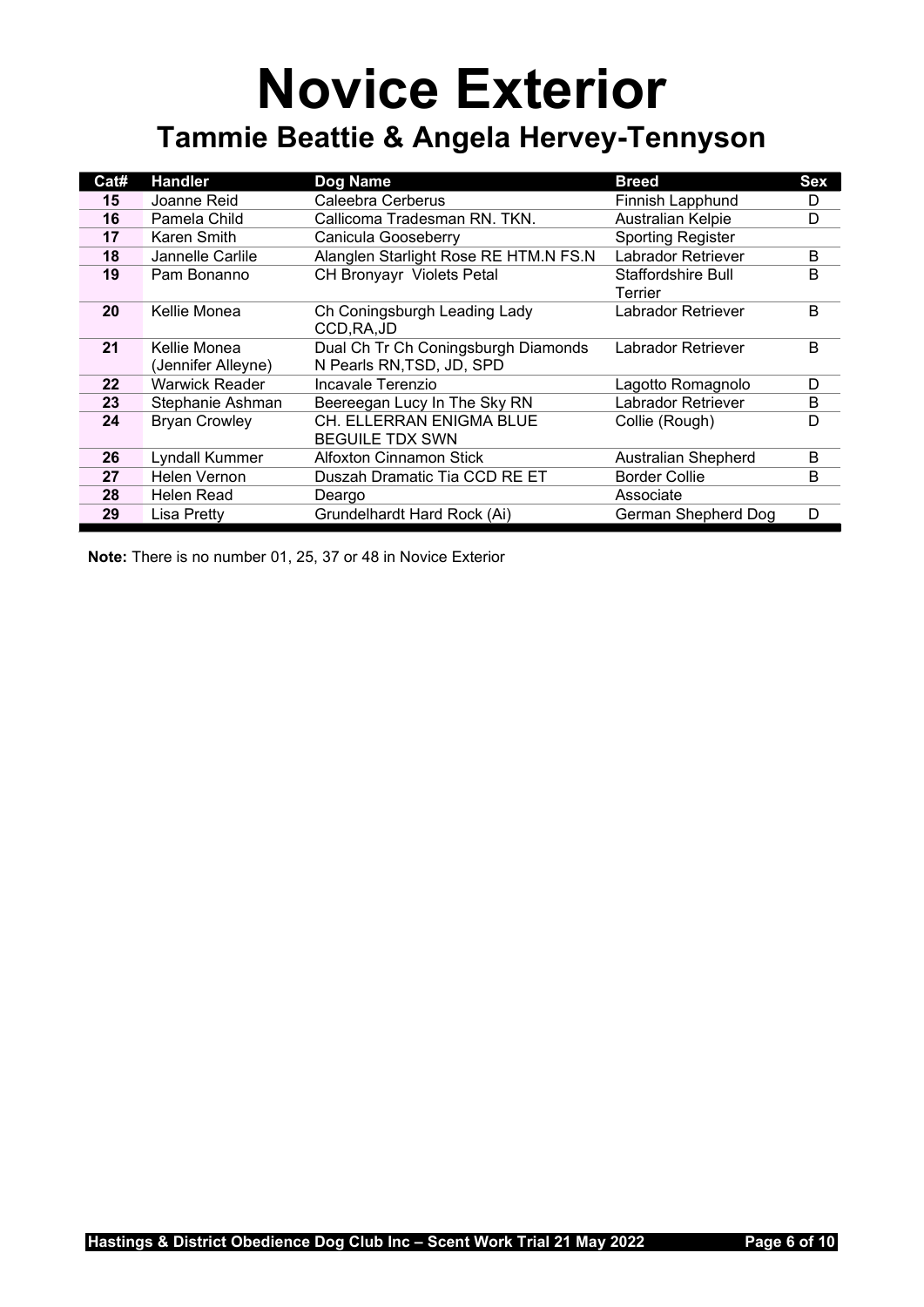# Novice Exterior

## Tammie Beattie & Angela Hervey-Tennyson

| Cat# | Handler | Dog Name | Breed | Sex |
|---|---|---|---|---|
| 15 | Joanne Reid | Caleebra Cerberus | Finnish Lapphund | D |
| 16 | Pamela Child | Callicoma Tradesman RN. TKN. | Australian Kelpie | D |
| 17 | Karen Smith | Canicula Gooseberry | Sporting Register | |
| 18 | Jannelle Carlile | Alanglen Starlight Rose RE HTM.N FS.N | Labrador Retriever | B |
| 19 | Pam Bonanno | CH Bronyayr Violets Petal | Staffordshire Bull Terrier | B |
| 20 | Kellie Monea | Ch Coningsburgh Leading Lady CCD,RA,JD | Labrador Retriever | B |
| 21 | Kellie Monea (Jennifer Alleyne) | Dual Ch Tr Ch Coningsburgh Diamonds N Pearls RN,TSD, JD, SPD | Labrador Retriever | B |
| 22 | Warwick Reader | Incavale Terenzio | Lagotto Romagnolo | D |
| 23 | Stephanie Ashman | Beereegan Lucy In The Sky RN | Labrador Retriever | B |
| 24 | Bryan Crowley | CH. ELLERRAN ENIGMA BLUE BEGUILE TDX SWN | Collie (Rough) | D |
| 26 | Lyndall Kummer | Alfoxton Cinnamon Stick | Australian Shepherd | B |
| 27 | Helen Vernon | Duszah Dramatic Tia CCD RE ET | Border Collie | B |
| 28 | Helen Read | Deargo | Associate | |
| 29 | Lisa Pretty | Grundelhardt Hard Rock (Ai) | German Shepherd Dog | D |

**Note:** There is no number 01, 25, 37 or 48 in Novice Exterior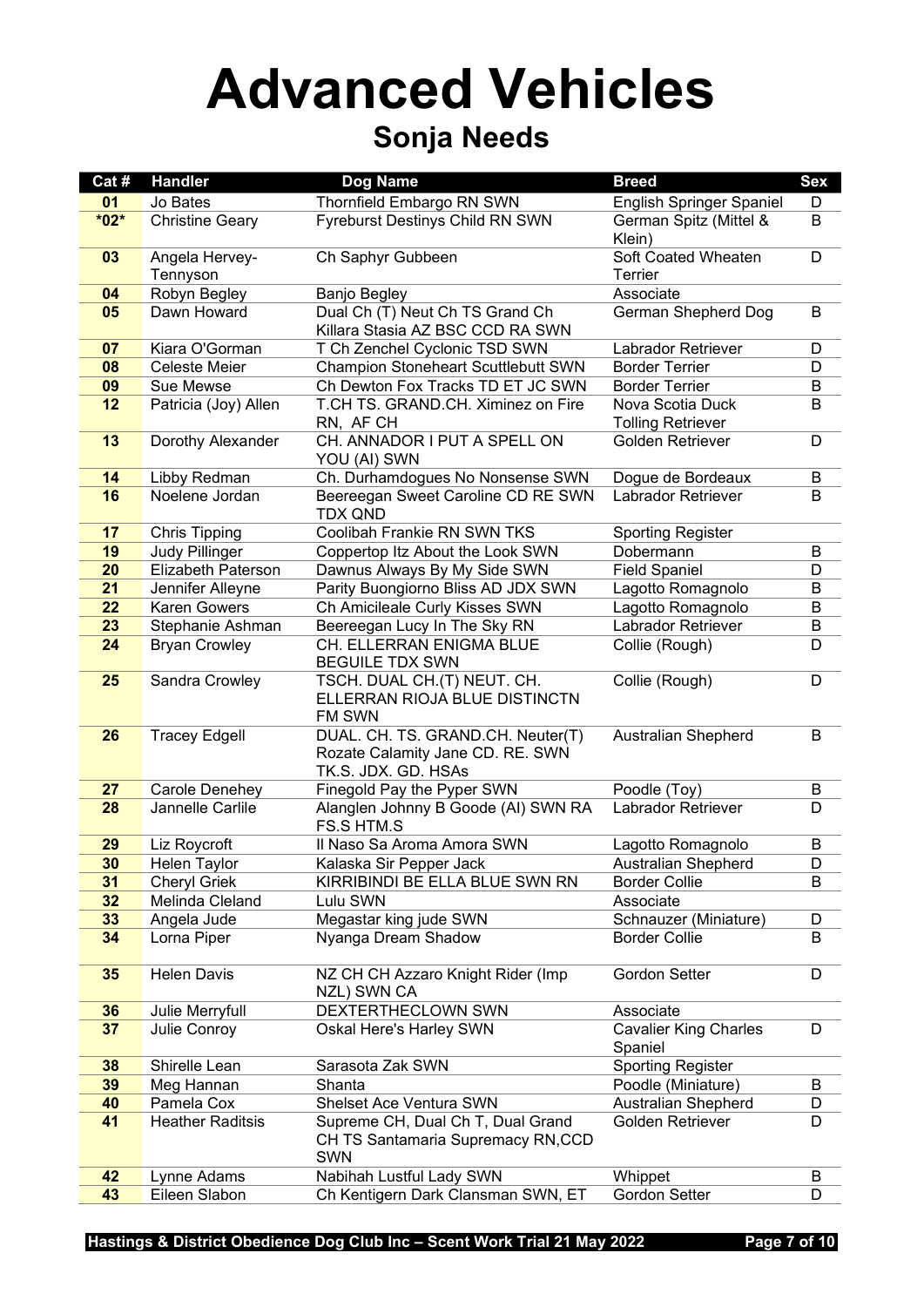# Advanced Vehicles

## Sonja Needs

| Cat # | Handler | Dog Name | Breed | Sex |
|---|---|---|---|---|
| 01 | Jo Bates | Thornfield Embargo RN SWN | English Springer Spaniel | D |
| *02* | Christine Geary | Fyreburst Destinys Child RN SWN | German Spitz (Mittel & Klein) | B |
| 03 | Angela Hervey-Tennyson | Ch Saphyr Gubbeen | Soft Coated Wheaten Terrier | D |
| 04 | Robyn Begley | Banjo Begley | Associate | |
| 05 | Dawn Howard | Dual Ch (T) Neut Ch TS Grand Ch Killara Stasia AZ BSC CCD RA SWN | German Shepherd Dog | B |
| 07 | Kiara O'Gorman | T Ch Zenchel Cyclonic TSD SWN | Labrador Retriever | D |
| 08 | Celeste Meier | Champion Stoneheart Scuttlebutt SWN | Border Terrier | D |
| 09 | Sue Mewse | Ch Dewton Fox Tracks TD ET JC SWN | Border Terrier | B |
| 12 | Patricia (Joy) Allen | T.CH TS. GRAND.CH. Ximinez on Fire RN, AF CH | Nova Scotia Duck Tolling Retriever | B |
| 13 | Dorothy Alexander | CH. ANNADOR I PUT A SPELL ON YOU (AI) SWN | Golden Retriever | D |
| 14 | Libby Redman | Ch. Durhamdogues No Nonsense SWN | Dogue de Bordeaux | B |
| 16 | Noelene Jordan | Beereegan Sweet Caroline CD RE SWN TDX QND | Labrador Retriever | B |
| 17 | Chris Tipping | Coolibah Frankie RN SWN TKS | Sporting Register | |
| 19 | Judy Pillinger | Coppertop Itz About the Look SWN | Dobermann | B |
| 20 | Elizabeth Paterson | Dawnus Always By My Side SWN | Field Spaniel | D |
| 21 | Jennifer Alleyne | Parity Buongiorno Bliss AD JDX SWN | Lagotto Romagnolo | B |
| 22 | Karen Gowers | Ch Amicileale Curly Kisses SWN | Lagotto Romagnolo | B |
| 23 | Stephanie Ashman | Beereegan Lucy In The Sky RN | Labrador Retriever | B |
| 24 | Bryan Crowley | CH. ELLERRAN ENIGMA BLUE BEGUILE TDX SWN | Collie (Rough) | D |
| 25 | Sandra Crowley | TSCH. DUAL CH.(T) NEUT. CH. ELLERRAN RIOJA BLUE DISTINCTN FM SWN | Collie (Rough) | D |
| 26 | Tracey Edgell | DUAL. CH. TS. GRAND.CH. Neuter(T) Rozate Calamity Jane CD. RE. SWN TK.S. JDX. GD. HSAs | Australian Shepherd | B |
| 27 | Carole Denehey | Finegold Pay the Pyper SWN | Poodle (Toy) | B |
| 28 | Jannelle Carlile | Alanglen Johnny B Goode (AI) SWN RA FS.S HTM.S | Labrador Retriever | D |
| 29 | Liz Roycroft | Il Naso Sa Aroma Amora SWN | Lagotto Romagnolo | B |
| 30 | Helen Taylor | Kalaska Sir Pepper Jack | Australian Shepherd | D |
| 31 | Cheryl Griek | KIRRIBINDI BE ELLA BLUE SWN RN | Border Collie | B |
| 32 | Melinda Cleland | Lulu SWN | Associate | |
| 33 | Angela Jude | Megastar king jude SWN | Schnauzer (Miniature) | D |
| 34 | Lorna Piper | Nyanga Dream Shadow | Border Collie | B |
| 35 | Helen Davis | NZ CH CH Azzaro Knight Rider (Imp NZL) SWN CA | Gordon Setter | D |
| 36 | Julie Merryfull | DEXTERTHECLOWN SWN | Associate | |
| 37 | Julie Conroy | Oskal Here's Harley SWN | Cavalier King Charles Spaniel | D |
| 38 | Shirelle Lean | Sarasota Zak SWN | Sporting Register | |
| 39 | Meg Hannan | Shanta | Poodle (Miniature) | B |
| 40 | Pamela Cox | Shelset Ace Ventura SWN | Australian Shepherd | D |
| 41 | Heather Raditsis | Supreme CH, Dual Ch T, Dual Grand CH TS Santamaria Supremacy RN,CCD SWN | Golden Retriever | D |
| 42 | Lynne Adams | Nabihah Lustful Lady SWN | Whippet | B |
| 43 | Eileen Slabon | Ch Kentigern Dark Clansman SWN, ET | Gordon Setter | D |

**Hastings & District Obedience Dog Club Inc – Scent Work Trial 21 May 2022**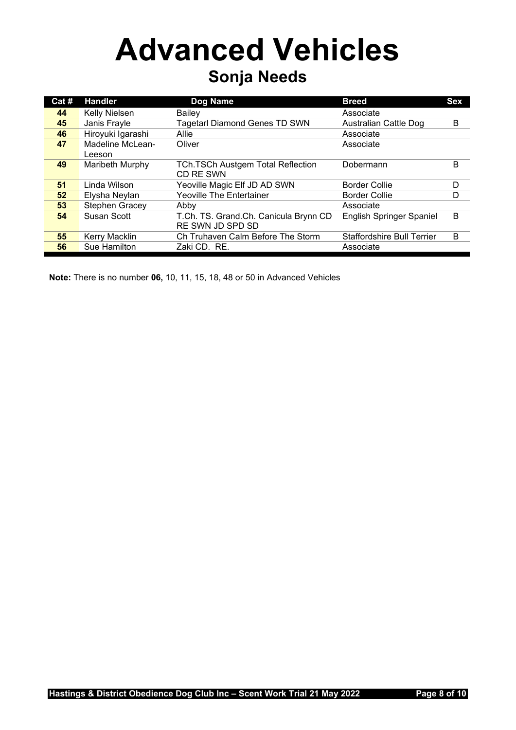# Advanced Vehicles

## Sonja Needs

| Cat # | Handler | Dog Name | Breed | Sex |
|---|---|---|---|---|
| **44** | Kelly Nielsen | Bailey | Associate | |
| **45** | Janis Frayle | Tagetarl Diamond Genes TD SWN | Australian Cattle Dog | B |
| **46** | Hiroyuki Igarashi | Allie | Associate | |
| **47** | Madeline McLean-Leeson | Oliver | Associate | |
| **49** | Maribeth Murphy | TCh.TSCh Austgem Total Reflection CD RE SWN | Dobermann | B |
| **51** | Linda Wilson | Yeoville Magic Elf JD AD SWN | Border Collie | D |
| **52** | Elysha Neylan | Yeoville The Entertainer | Border Collie | D |
| **53** | Stephen Gracey | Abby | Associate | |
| **54** | Susan Scott | T.Ch. TS. Grand.Ch. Canicula Brynn CD RE SWN JD SPD SD | English Springer Spaniel | B |
| **55** | Kerry Macklin | Ch Truhaven Calm Before The Storm | Staffordshire Bull Terrier | B |
| **56** | Sue Hamilton | Zaki CD. RE. | Associate | |

**Note:** There is no number **06,** 10, 11, 15, 18, 48 or 50 in Advanced Vehicles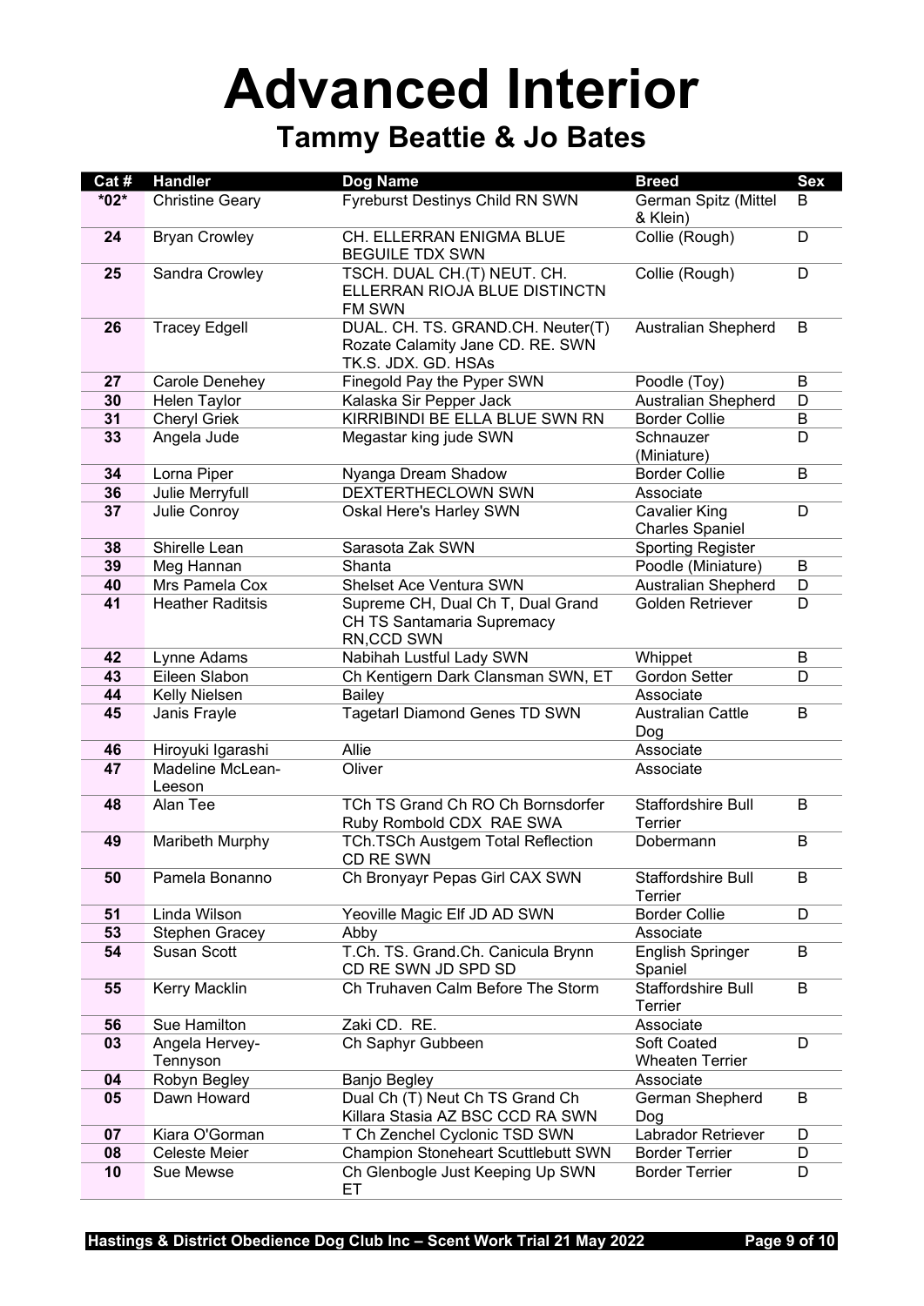# Advanced Interior

## Tammy Beattie & Jo Bates

| Cat # | Handler | Dog Name | Breed | Sex |
|---|---|---|---|---|
| *02* | Christine Geary | Fyreburst Destinys Child RN SWN | German Spitz (Mittel & Klein) | B |
| 24 | Bryan Crowley | CH. ELLERRAN ENIGMA BLUE BEGUILE TDX SWN | Collie (Rough) | D |
| 25 | Sandra Crowley | TSCH. DUAL CH.(T) NEUT. CH. ELLERRAN RIOJA BLUE DISTINCTN FM SWN | Collie (Rough) | D |
| 26 | Tracey Edgell | DUAL. CH. TS. GRAND.CH. Neuter(T) Rozate Calamity Jane CD. RE. SWN TK.S. JDX. GD. HSAs | Australian Shepherd | B |
| 27 | Carole Denehey | Finegold Pay the Pyper SWN | Poodle (Toy) | B |
| 30 | Helen Taylor | Kalaska Sir Pepper Jack | Australian Shepherd | D |
| 31 | Cheryl Griek | KIRRIBINDI BE ELLA BLUE SWN RN | Border Collie | B |
| 33 | Angela Jude | Megastar king jude SWN | Schnauzer (Miniature) | D |
| 34 | Lorna Piper | Nyanga Dream Shadow | Border Collie | B |
| 36 | Julie Merryfull | DEXTERTHECLOWN SWN | Associate | |
| 37 | Julie Conroy | Oskal Here's Harley SWN | Cavalier King Charles Spaniel | D |
| 38 | Shirelle Lean | Sarasota Zak SWN | Sporting Register | |
| 39 | Meg Hannan | Shanta | Poodle (Miniature) | B |
| 40 | Mrs Pamela Cox | Shelset Ace Ventura SWN | Australian Shepherd | D |
| 41 | Heather Raditsis | Supreme CH, Dual Ch T, Dual Grand CH TS Santamaria Supremacy RN,CCD SWN | Golden Retriever | D |
| 42 | Lynne Adams | Nabihah Lustful Lady SWN | Whippet | B |
| 43 | Eileen Slabon | Ch Kentigern Dark Clansman SWN, ET | Gordon Setter | D |
| 44 | Kelly Nielsen | Bailey | Associate | |
| 45 | Janis Frayle | Tagetarl Diamond Genes TD SWN | Australian Cattle Dog | B |
| 46 | Hiroyuki Igarashi | Allie | Associate | |
| 47 | Madeline McLean-Leeson | Oliver | Associate | |
| 48 | Alan Tee | TCh TS Grand Ch RO Ch Bornsdorfer Ruby Rombold CDX RAE SWA | Staffordshire Bull Terrier | B |
| 49 | Maribeth Murphy | TCh.TSCh Austgem Total Reflection CD RE SWN | Dobermann | B |
| 50 | Pamela Bonanno | Ch Bronyayr Pepas Girl CAX SWN | Staffordshire Bull Terrier | B |
| 51 | Linda Wilson | Yeoville Magic Elf JD AD SWN | Border Collie | D |
| 53 | Stephen Gracey | Abby | Associate | |
| 54 | Susan Scott | T.Ch. TS. Grand.Ch. Canicula Brynn CD RE SWN JD SPD SD | English Springer Spaniel | B |
| 55 | Kerry Macklin | Ch Truhaven Calm Before The Storm | Staffordshire Bull Terrier | B |
| 56 | Sue Hamilton | Zaki CD. RE. | Associate | |
| 03 | Angela Hervey-Tennyson | Ch Saphyr Gubbeen | Soft Coated Wheaten Terrier | D |
| 04 | Robyn Begley | Banjo Begley | Associate | |
| 05 | Dawn Howard | Dual Ch (T) Neut Ch TS Grand Ch Killara Stasia AZ BSC CCD RA SWN | German Shepherd Dog | B |
| 07 | Kiara O'Gorman | T Ch Zenchel Cyclonic TSD SWN | Labrador Retriever | D |
| 08 | Celeste Meier | Champion Stoneheart Scuttlebutt SWN | Border Terrier | D |
| 10 | Sue Mewse | Ch Glenbogle Just Keeping Up SWN ET | Border Terrier | D |

Hastings & District Obedience Dog Club Inc – Scent Work Trial 21 May 2022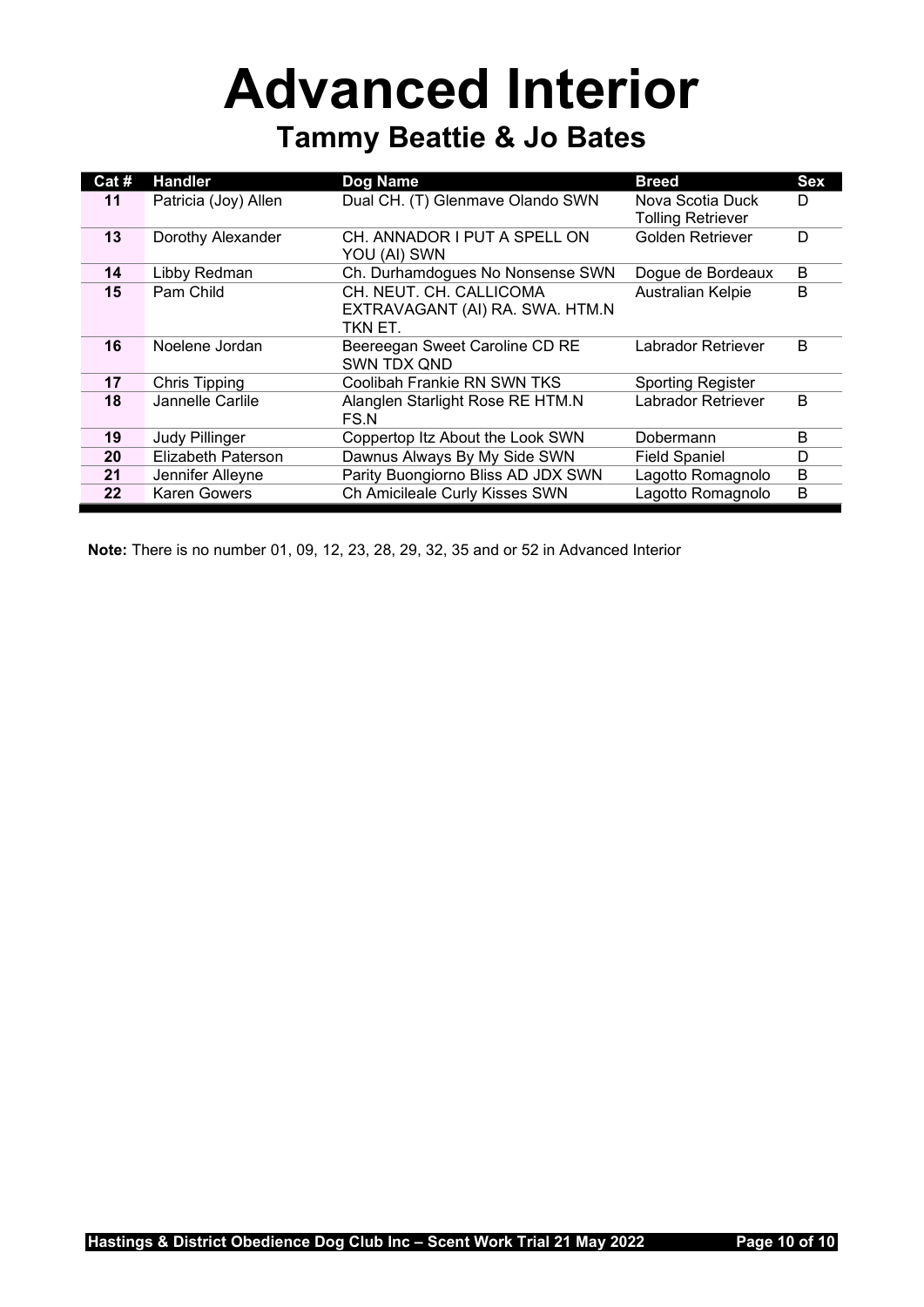# Advanced Interior

## Tammy Beattie & Jo Bates

| Cat # | Handler | Dog Name | Breed | Sex |
|---|---|---|---|---|
| 11 | Patricia (Joy) Allen | Dual CH. (T) Glenmave Olando SWN | Nova Scotia Duck Tolling Retriever | D |
| 13 | Dorothy Alexander | CH. ANNADOR I PUT A SPELL ON YOU (AI) SWN | Golden Retriever | D |
| 14 | Libby Redman | Ch. Durhamdogues No Nonsense SWN | Dogue de Bordeaux | B |
| 15 | Pam Child | CH. NEUT. CH. CALLICOMA EXTRAVAGANT (AI) RA. SWA. HTM.N TKN ET. | Australian Kelpie | B |
| 16 | Noelene Jordan | Beereegan Sweet Caroline CD RE SWN TDX QND | Labrador Retriever | B |
| 17 | Chris Tipping | Coolibah Frankie RN SWN TKS | Sporting Register | |
| 18 | Jannelle Carlile | Alanglen Starlight Rose RE HTM.N FS.N | Labrador Retriever | B |
| 19 | Judy Pillinger | Coppertop Itz About the Look SWN | Dobermann | B |
| 20 | Elizabeth Paterson | Dawnus Always By My Side SWN | Field Spaniel | D |
| 21 | Jennifer Alleyne | Parity Buongiorno Bliss AD JDX SWN | Lagotto Romagnolo | B |
| 22 | Karen Gowers | Ch Amicileale Curly Kisses SWN | Lagotto Romagnolo | B |

**Note:** There is no number 01, 09, 12, 23, 28, 29, 32, 35 and or 52 in Advanced Interior